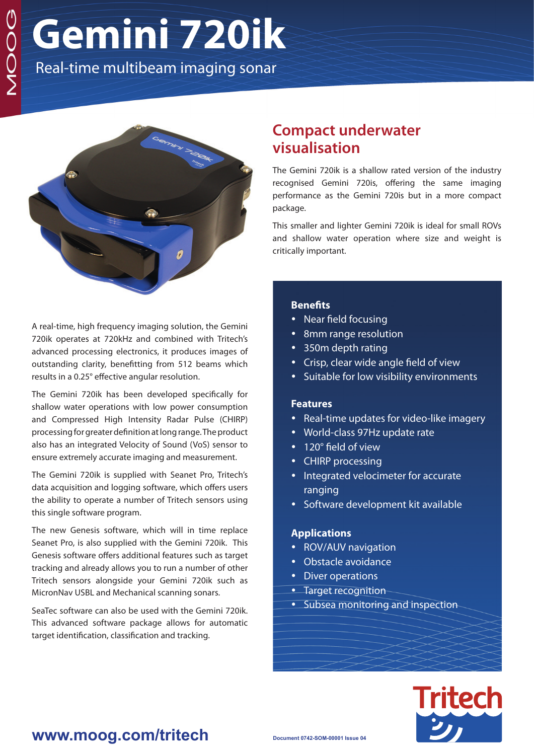# Gemini 720ik

Real-time multibeam imaging sonar

## Compact underwater visualisation

The Gemini 720ik is a shallow rated version of the industry recognised Gemini 720is, offering the same imaging performance as the Gemini 720is but in a more compact package.

This smaller and lighter Gemini 720ik is ideal for small ROVs and shallow water operation where size and weight is critically important.

A real-time, high frequency imaging solution, the Gemini 720ik operates at 720kHz and combined with Tritech's advanced processing electronics, it produces images of outstanding clarity, benefitting from 512 beams which results in a 0.25° effective angular resolution.

The Gemini 720ik has been developed specifically for shallow water operations with low power consumption and Compressed High Intensity Radar Pulse (CHIRP) processing for greater definition at long range. The product also has an integrated Velocity of Sound (VoS) sensor to ensure extremely accurate imaging and measurement.

The Gemini 720ik is supplied with Seanet Pro, Tritech's data acquisition and logging software, which offers users the ability to operate a number of Tritech sensors using this single software program.

The new Genesis software, which will in time replace Seanet Pro, is also supplied with the Gemini 720ik. This Genesis software offers additional features such as target tracking and already allows you to run a number of other Tritech sensors alongside your Gemini 720ik such as MicronNav USBL and Mechanical scanning sonars.

SeaTec software can also be used with the Gemini 720ik. This advanced software package allows for automatic target identification, classification and tracking.

### Benefits

- Near field focusing
- 8mm range resolution
- 350m depth rating
- Crisp, clear wide angle field of view
- Suitable for low visibility environments

### Features

- Real-time updates for video-like imagery
- World-class 97Hz update rate
- 120° field of view
- CHIRP processing
- Integrated velocimeter for accurate ranging
- Software development kit available

### Applications

- ROV/AUV navigation
- Obstacle avoidance
- Diver operations
- Target recognition
- Subsea monitoring and inspection

www.moog.com/tritech

Document 0742-SOM-00001 Issue 04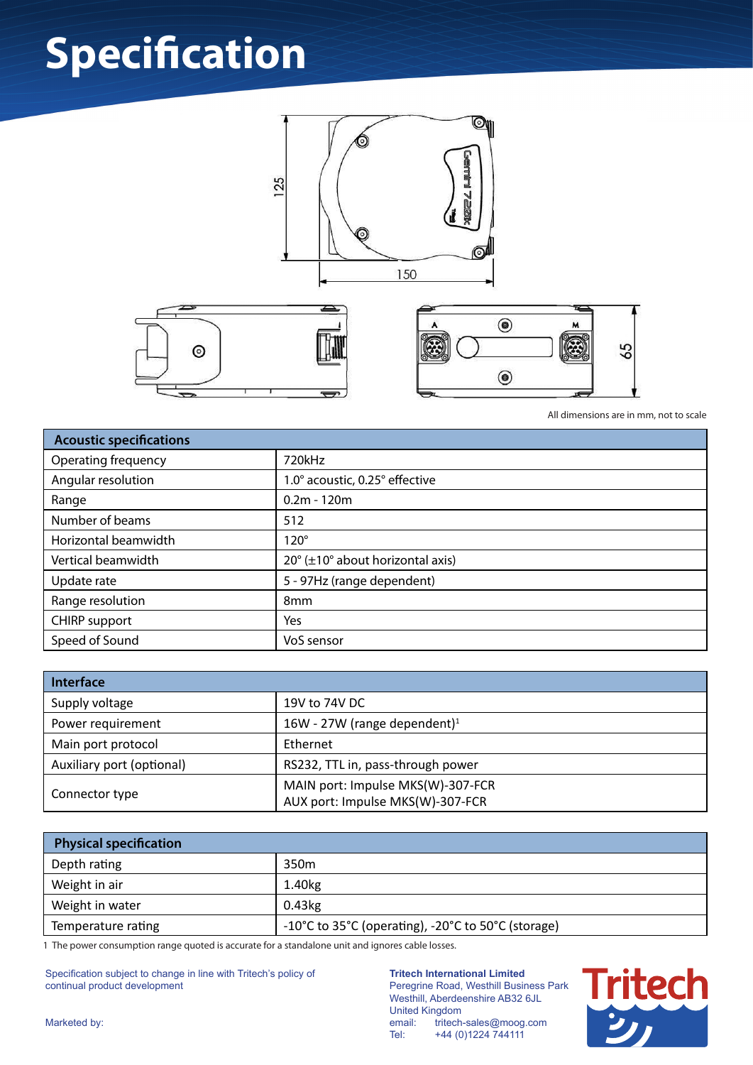# Specification

125

150

65

All dimensions are in mm, not to scale

| Acoustic specifications | |
|---|---|
| Operating frequency | 720kHz |
| Angular resolution | 1.0° acoustic, 0.25° effective |
| Range | 0.2m - 120m |
| Number of beams | 512 |
| Horizontal beamwidth | 120° |
| Vertical beamwidth | 20° (±10° about horizontal axis) |
| Update rate | 5 - 97Hz (range dependent) |
| Range resolution | 8mm |
| CHIRP support | Yes |
| Speed of Sound | VoS sensor |

| Interface | |
|---|---|
| Supply voltage | 19V to 74V DC |
| Power requirement | 16W - 27W (range dependent)[1] |
| Main port protocol | Ethernet |
| Auxiliary port (optional) | RS232, TTL in, pass-through power |
| Connector type | MAIN port: Impulse MKS(W)-307-FCR<br>AUX port: Impulse MKS(W)-307-FCR |

| Physical specification | |
|---|---|
| Depth rating | 350m |
| Weight in air | 1.40kg |
| Weight in water | 0.43kg |
| Temperature rating | -10°C to 35°C (operating), -20°C to 50°C (storage) |

1 The power consumption range quoted is accurate for a standalone unit and ignores cable losses.

Specification subject to change in line with Tritech's policy of continual product development

Marketed by:

**Tritech International Limited**
Peregrine Road, Westhill Business Park
Westhill, Aberdeenshire AB32 6JL
United Kingdom
email: tritech-sales@moog.com
Tel: +44 (0)1224 744111

Tritech